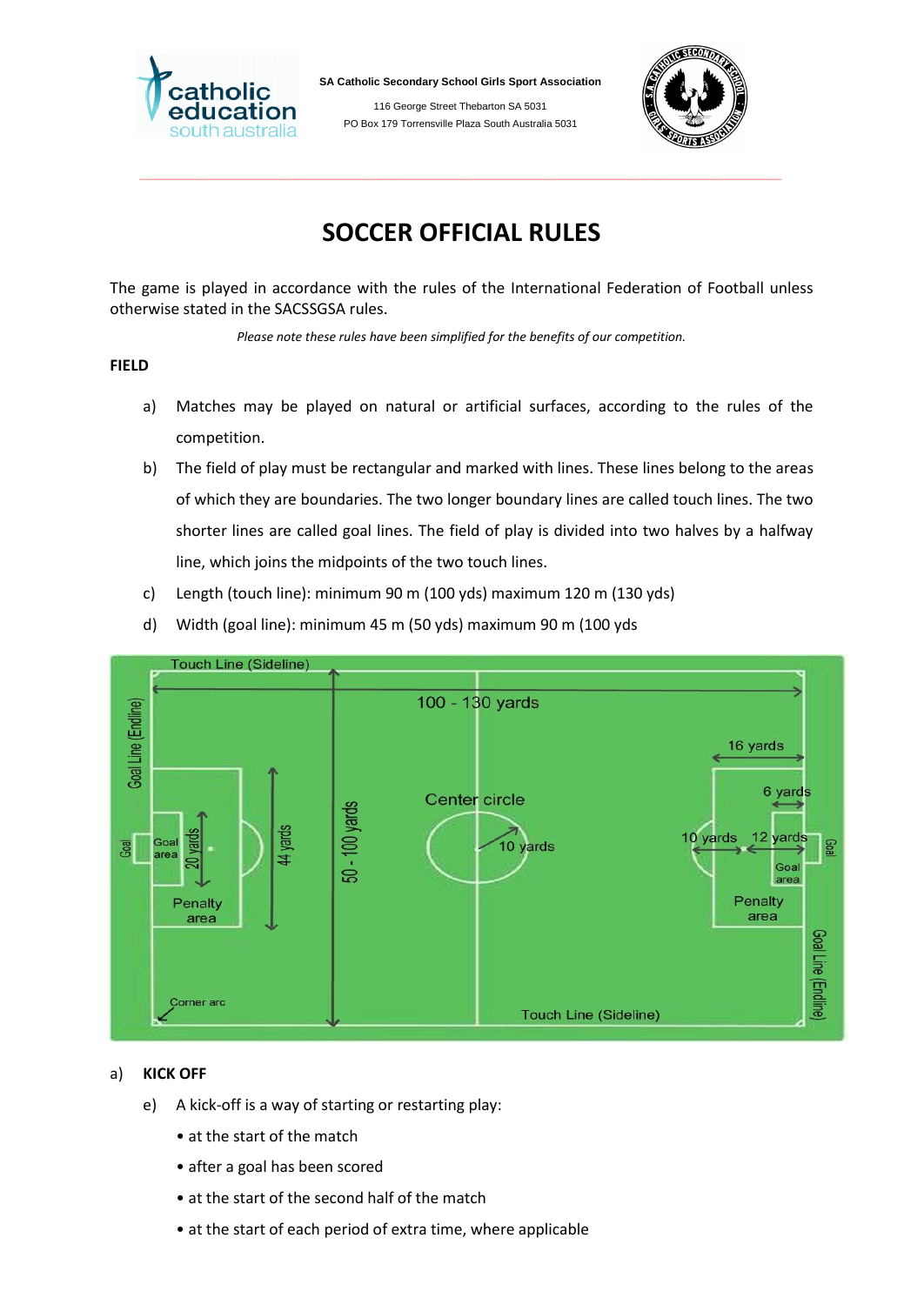SA Catholic Secondary School Girls Sport Association

116 George Street Thebarton SA 5031

PO Box 179 Torrensville Plaza South Australia 5031

# SOCCER OFFICIAL RULES

The game is played in accordance with the rules of the International Federation of Football unless otherwise stated in the SACSSGSA rules.

*Please note these rules have been simplified for the benefits of our competition.*

## FIELD

a) Matches may be played on natural or artificial surfaces, according to the rules of the competition.

b) The field of play must be rectangular and marked with lines. These lines belong to the areas of which they are boundaries. The two longer boundary lines are called touch lines. The two shorter lines are called goal lines. The field of play is divided into two halves by a halfway line, which joins the midpoints of the two touch lines.

c) Length (touch line): minimum 90 m (100 yds) maximum 120 m (130 yds)

d) Width (goal line): minimum 45 m (50 yds) maximum 90 m (100 yds

## a) KICK OFF

e) A kick-off is a way of starting or restarting play:

- at the start of the match
- after a goal has been scored
- at the start of the second half of the match
- at the start of each period of extra time, where applicable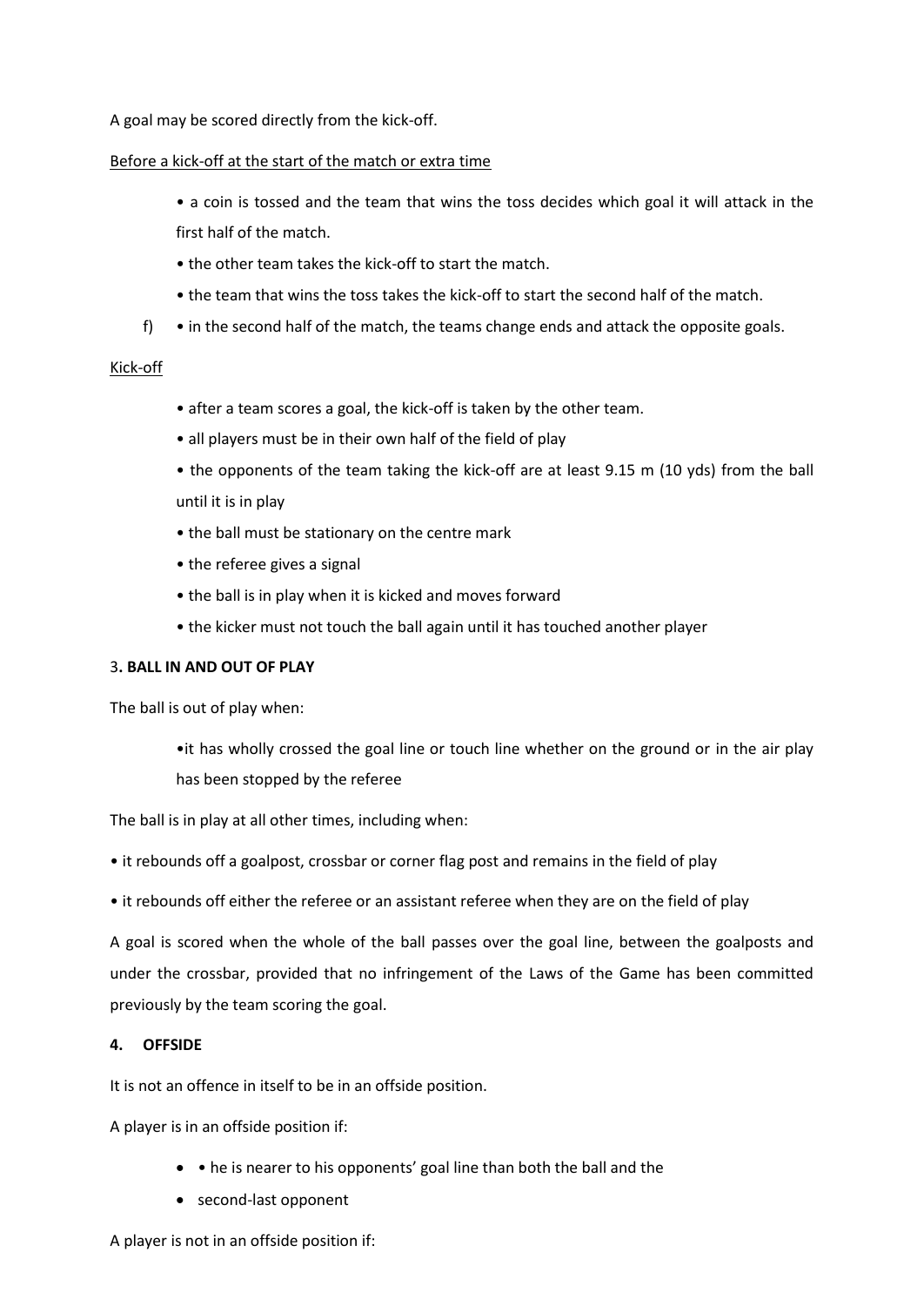A goal may be scored directly from the kick-off.

Before a kick-off at the start of the match or extra time

- a coin is tossed and the team that wins the toss decides which goal it will attack in the first half of the match.
- the other team takes the kick-off to start the match.
- the team that wins the toss takes the kick-off to start the second half of the match.

f) • in the second half of the match, the teams change ends and attack the opposite goals.

Kick-off

- after a team scores a goal, the kick-off is taken by the other team.
- all players must be in their own half of the field of play
- the opponents of the team taking the kick-off are at least 9.15 m (10 yds) from the ball until it is in play
- the ball must be stationary on the centre mark
- the referee gives a signal
- the ball is in play when it is kicked and moves forward
- the kicker must not touch the ball again until it has touched another player

#### 3. BALL IN AND OUT OF PLAY

The ball is out of play when:

- it has wholly crossed the goal line or touch line whether on the ground or in the air play has been stopped by the referee

The ball is in play at all other times, including when:

- it rebounds off a goalpost, crossbar or corner flag post and remains in the field of play
- it rebounds off either the referee or an assistant referee when they are on the field of play

A goal is scored when the whole of the ball passes over the goal line, between the goalposts and under the crossbar, provided that no infringement of the Laws of the Game has been committed previously by the team scoring the goal.

#### 4. OFFSIDE

It is not an offence in itself to be in an offside position.

A player is in an offside position if:

- • he is nearer to his opponents' goal line than both the ball and the
- second-last opponent

A player is not in an offside position if: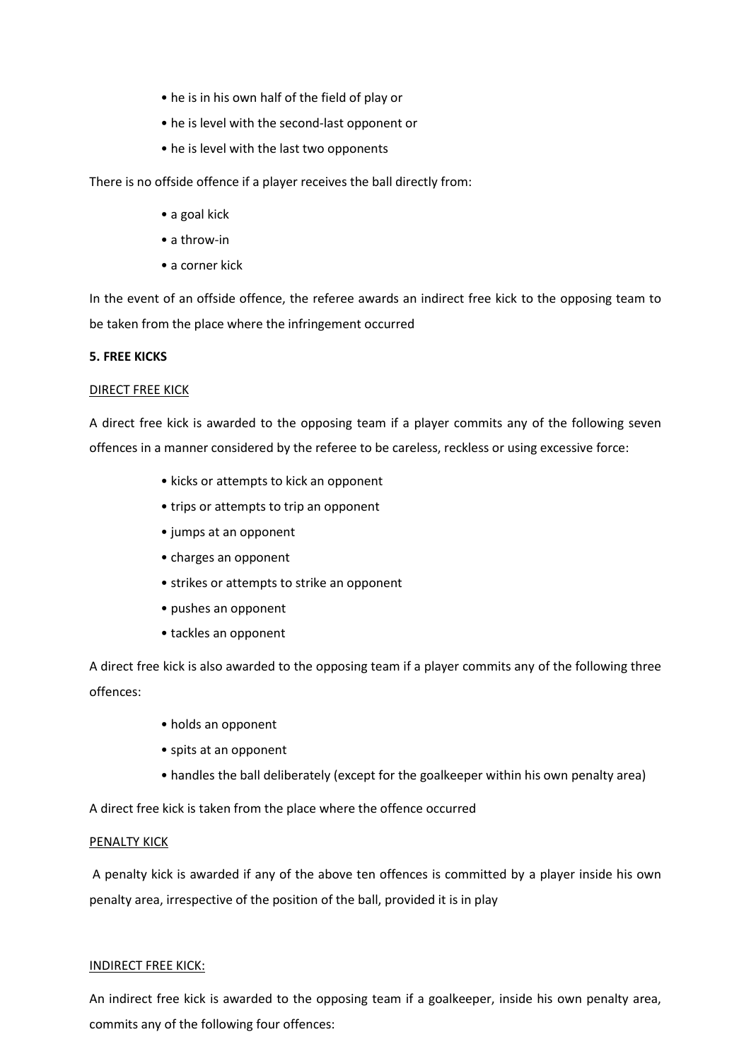- he is in his own half of the field of play or
- he is level with the second-last opponent or
- he is level with the last two opponents

There is no offside offence if a player receives the ball directly from:

- a goal kick
- a throw-in
- a corner kick

In the event of an offside offence, the referee awards an indirect free kick to the opposing team to be taken from the place where the infringement occurred

**5. FREE KICKS**

<u>DIRECT FREE KICK</u>

A direct free kick is awarded to the opposing team if a player commits any of the following seven offences in a manner considered by the referee to be careless, reckless or using excessive force:

- kicks or attempts to kick an opponent
- trips or attempts to trip an opponent
- jumps at an opponent
- charges an opponent
- strikes or attempts to strike an opponent
- pushes an opponent
- tackles an opponent

A direct free kick is also awarded to the opposing team if a player commits any of the following three offences:

- holds an opponent
- spits at an opponent
- handles the ball deliberately (except for the goalkeeper within his own penalty area)

A direct free kick is taken from the place where the offence occurred

<u>PENALTY KICK</u>

A penalty kick is awarded if any of the above ten offences is committed by a player inside his own penalty area, irrespective of the position of the ball, provided it is in play

<u>INDIRECT FREE KICK:</u>

An indirect free kick is awarded to the opposing team if a goalkeeper, inside his own penalty area, commits any of the following four offences: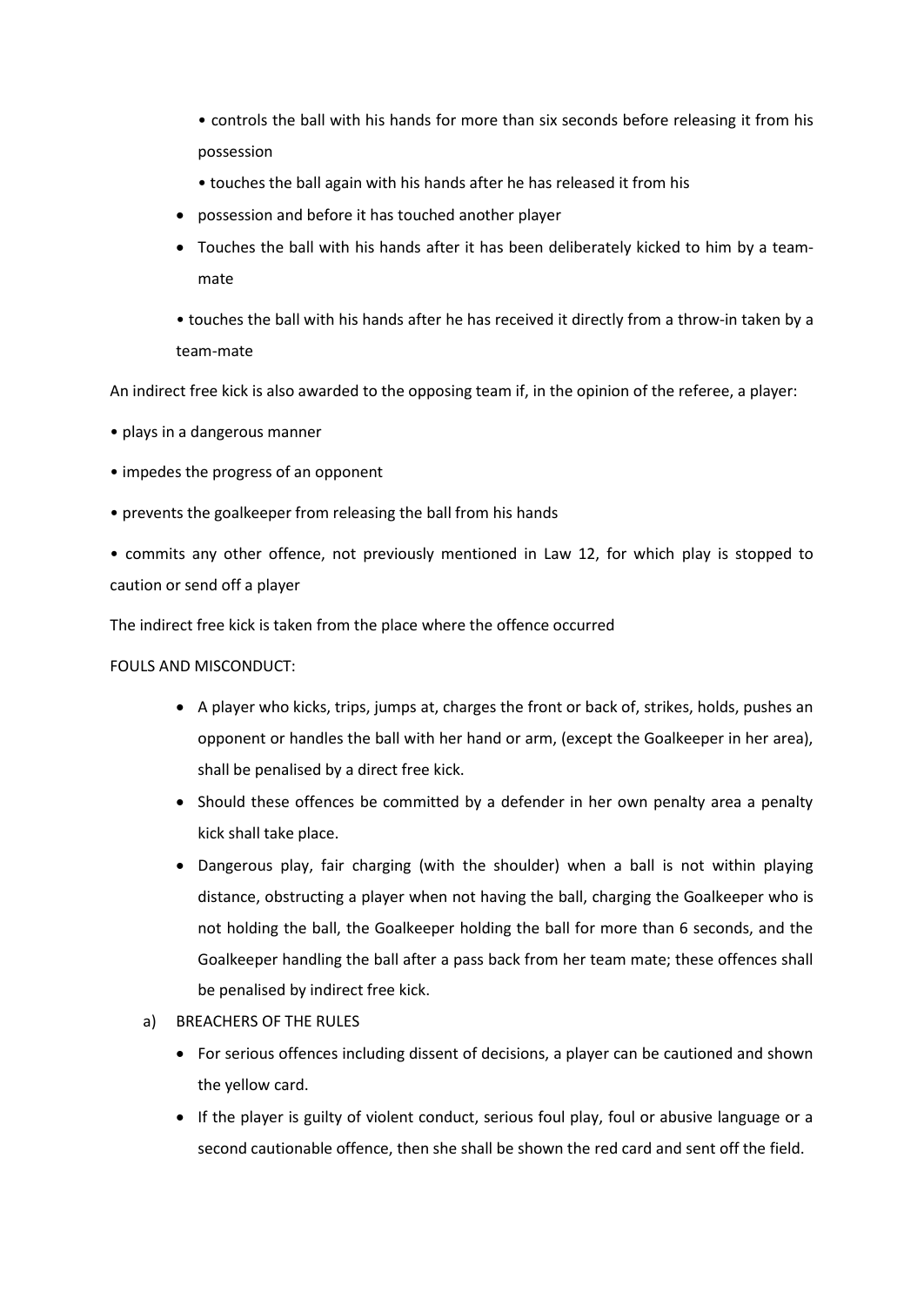- controls the ball with his hands for more than six seconds before releasing it from his possession
- touches the ball again with his hands after he has released it from his
- possession and before it has touched another player
- Touches the ball with his hands after it has been deliberately kicked to him by a team-mate
- touches the ball with his hands after he has received it directly from a throw-in taken by a team-mate

An indirect free kick is also awarded to the opposing team if, in the opinion of the referee, a player:

- plays in a dangerous manner
- impedes the progress of an opponent
- prevents the goalkeeper from releasing the ball from his hands
- commits any other offence, not previously mentioned in Law 12, for which play is stopped to caution or send off a player

The indirect free kick is taken from the place where the offence occurred

FOULS AND MISCONDUCT:

- A player who kicks, trips, jumps at, charges the front or back of, strikes, holds, pushes an opponent or handles the ball with her hand or arm, (except the Goalkeeper in her area), shall be penalised by a direct free kick.
- Should these offences be committed by a defender in her own penalty area a penalty kick shall take place.
- Dangerous play, fair charging (with the shoulder) when a ball is not within playing distance, obstructing a player when not having the ball, charging the Goalkeeper who is not holding the ball, the Goalkeeper holding the ball for more than 6 seconds, and the Goalkeeper handling the ball after a pass back from her team mate; these offences shall be penalised by indirect free kick.

a) BREACHERS OF THE RULES

- For serious offences including dissent of decisions, a player can be cautioned and shown the yellow card.
- If the player is guilty of violent conduct, serious foul play, foul or abusive language or a second cautionable offence, then she shall be shown the red card and sent off the field.